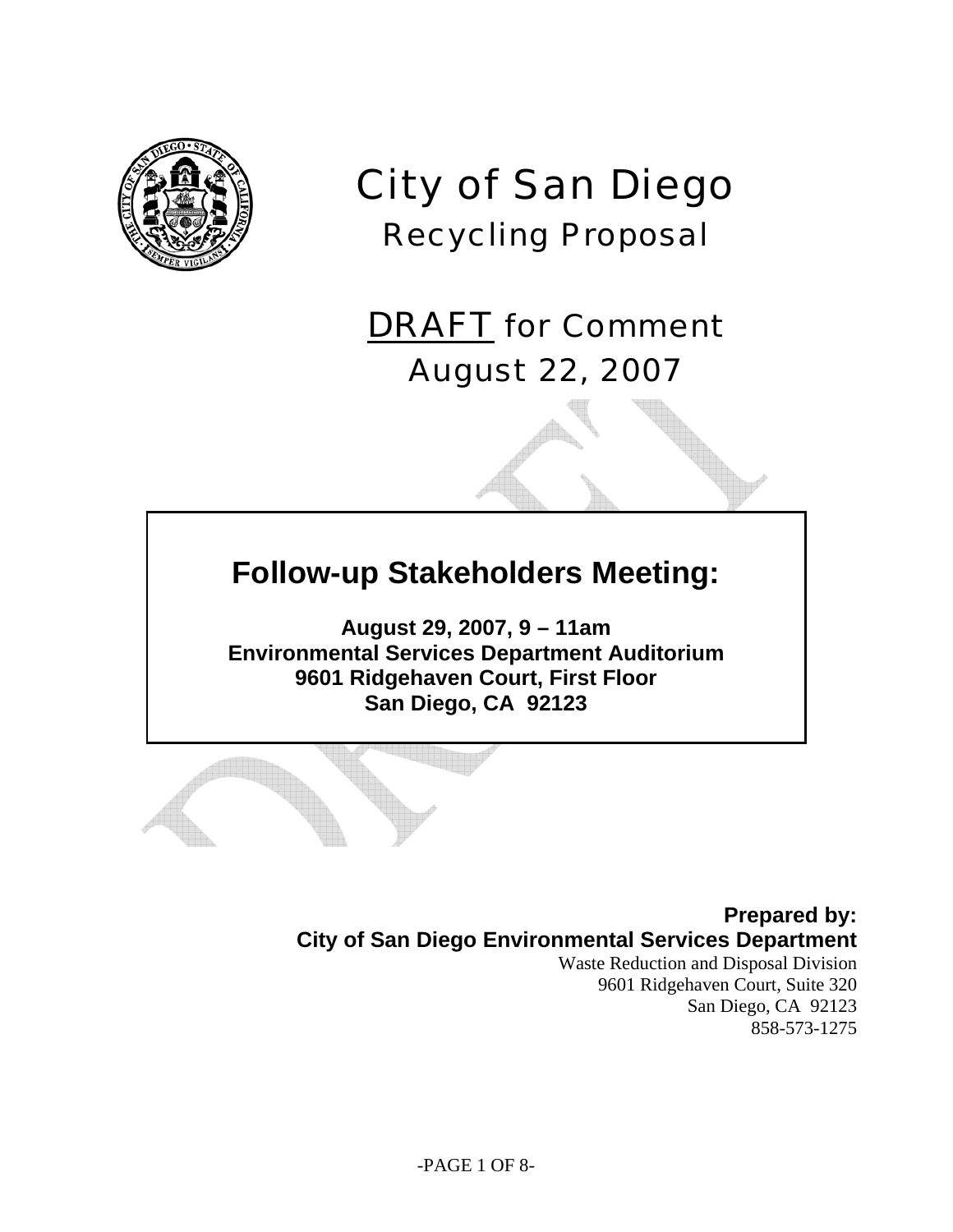# City of San Diego

## Recycling Proposal

## DRAFT for Comment

## August 22, 2007

### Follow-up Stakeholders Meeting:

**August 29, 2007, 9 – 11am**
**Environmental Services Department Auditorium**
**9601 Ridgehaven Court, First Floor**
**San Diego, CA 92123**

**Prepared by:**
**City of San Diego Environmental Services Department**
Waste Reduction and Disposal Division
9601 Ridgehaven Court, Suite 320
San Diego, CA 92123
858-573-1275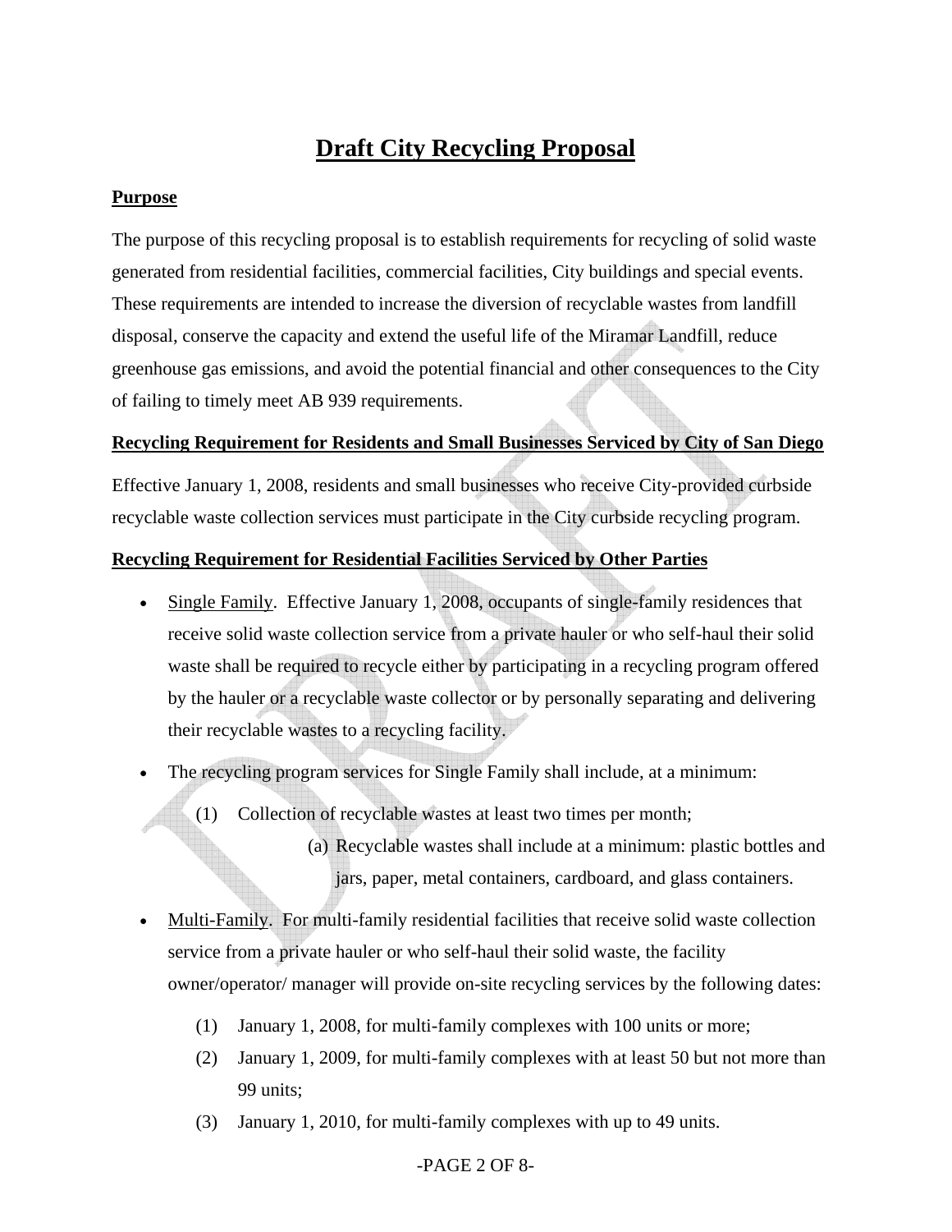# Draft City Recycling Proposal

## Purpose

The purpose of this recycling proposal is to establish requirements for recycling of solid waste generated from residential facilities, commercial facilities, City buildings and special events. These requirements are intended to increase the diversion of recyclable wastes from landfill disposal, conserve the capacity and extend the useful life of the Miramar Landfill, reduce greenhouse gas emissions, and avoid the potential financial and other consequences to the City of failing to timely meet AB 939 requirements.

## Recycling Requirement for Residents and Small Businesses Serviced by City of San Diego

Effective January 1, 2008, residents and small businesses who receive City-provided curbside recyclable waste collection services must participate in the City curbside recycling program.

## Recycling Requirement for Residential Facilities Serviced by Other Parties

- Single Family. Effective January 1, 2008, occupants of single-family residences that receive solid waste collection service from a private hauler or who self-haul their solid waste shall be required to recycle either by participating in a recycling program offered by the hauler or a recyclable waste collector or by personally separating and delivering their recyclable wastes to a recycling facility.
- The recycling program services for Single Family shall include, at a minimum:
    - (1) Collection of recyclable wastes at least two times per month;
        - (a) Recyclable wastes shall include at a minimum: plastic bottles and jars, paper, metal containers, cardboard, and glass containers.
- Multi-Family. For multi-family residential facilities that receive solid waste collection service from a private hauler or who self-haul their solid waste, the facility owner/operator/ manager will provide on-site recycling services by the following dates:
    - (1) January 1, 2008, for multi-family complexes with 100 units or more;
    - (2) January 1, 2009, for multi-family complexes with at least 50 but not more than 99 units;
    - (3) January 1, 2010, for multi-family complexes with up to 49 units.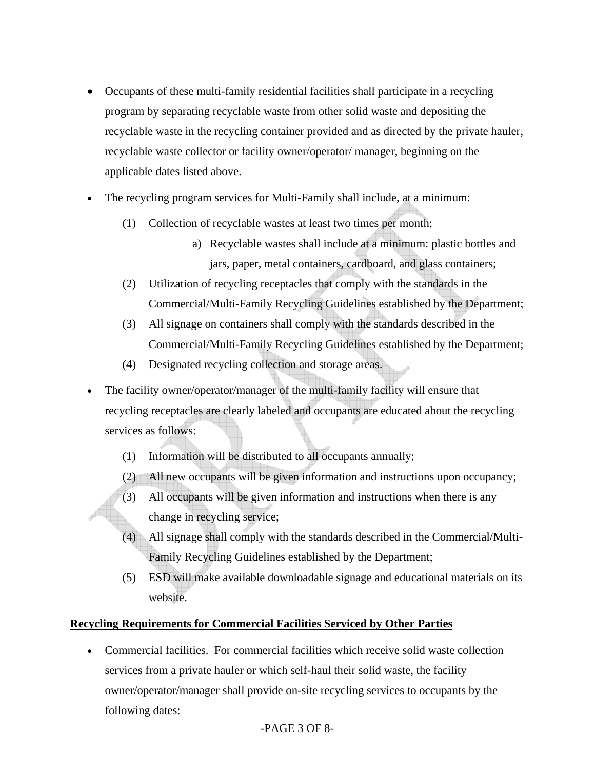- Occupants of these multi-family residential facilities shall participate in a recycling program by separating recyclable waste from other solid waste and depositing the recyclable waste in the recycling container provided and as directed by the private hauler, recyclable waste collector or facility owner/operator/ manager, beginning on the applicable dates listed above.

- The recycling program services for Multi-Family shall include, at a minimum:

  (1) Collection of recyclable wastes at least two times per month;

  a) Recyclable wastes shall include at a minimum: plastic bottles and jars, paper, metal containers, cardboard, and glass containers;

  (2) Utilization of recycling receptacles that comply with the standards in the Commercial/Multi-Family Recycling Guidelines established by the Department;

  (3) All signage on containers shall comply with the standards described in the Commercial/Multi-Family Recycling Guidelines established by the Department;

  (4) Designated recycling collection and storage areas.

- The facility owner/operator/manager of the multi-family facility will ensure that recycling receptacles are clearly labeled and occupants are educated about the recycling services as follows:

  (1) Information will be distributed to all occupants annually;

  (2) All new occupants will be given information and instructions upon occupancy;

  (3) All occupants will be given information and instructions when there is any change in recycling service;

  (4) All signage shall comply with the standards described in the Commercial/Multi-Family Recycling Guidelines established by the Department;

  (5) ESD will make available downloadable signage and educational materials on its website.

**Recycling Requirements for Commercial Facilities Serviced by Other Parties**

- Commercial facilities. For commercial facilities which receive solid waste collection services from a private hauler or which self-haul their solid waste, the facility owner/operator/manager shall provide on-site recycling services to occupants by the following dates: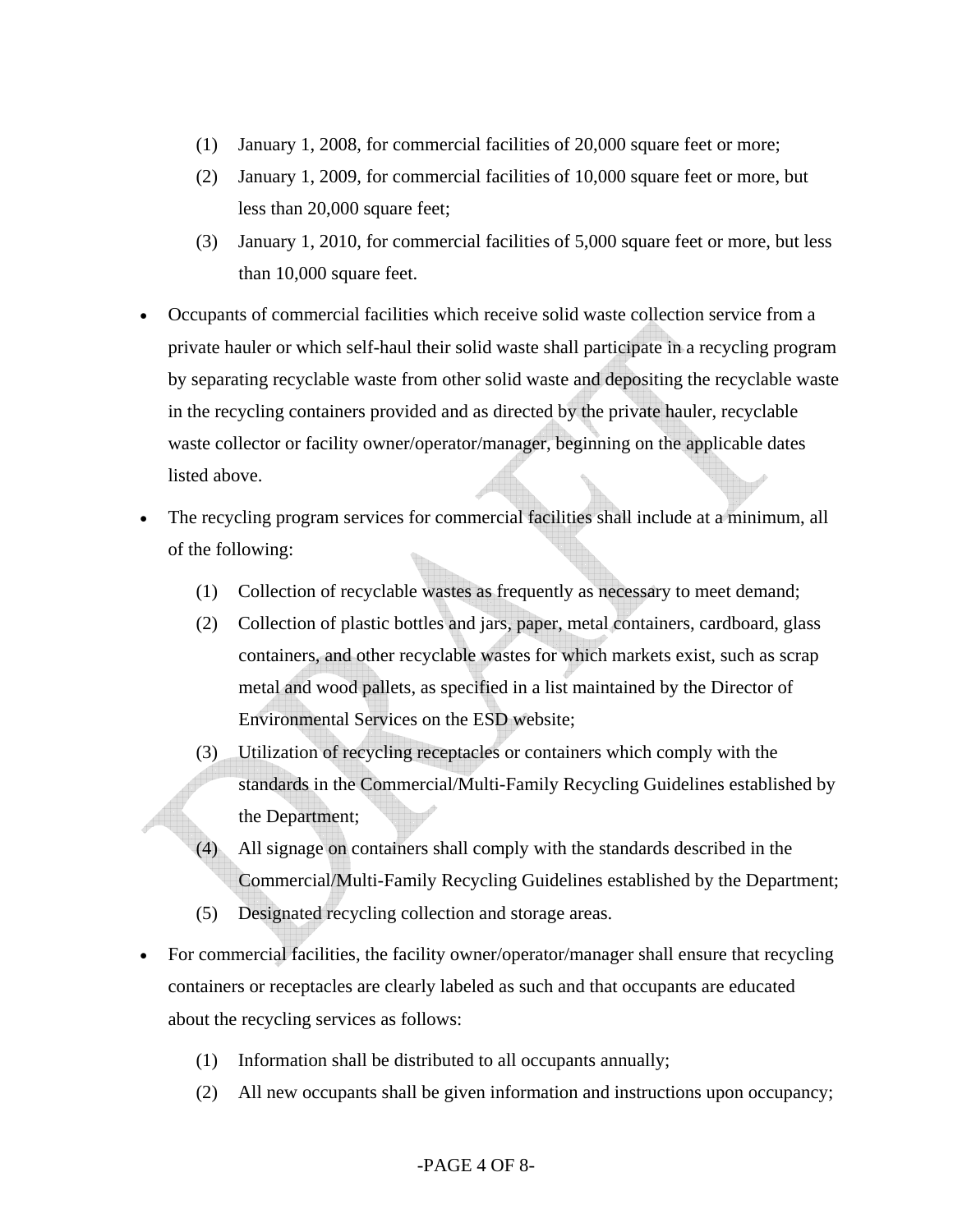(1) January 1, 2008, for commercial facilities of 20,000 square feet or more;

(2) January 1, 2009, for commercial facilities of 10,000 square feet or more, but less than 20,000 square feet;

(3) January 1, 2010, for commercial facilities of 5,000 square feet or more, but less than 10,000 square feet.

- Occupants of commercial facilities which receive solid waste collection service from a private hauler or which self-haul their solid waste shall participate in a recycling program by separating recyclable waste from other solid waste and depositing the recyclable waste in the recycling containers provided and as directed by the private hauler, recyclable waste collector or facility owner/operator/manager, beginning on the applicable dates listed above.

- The recycling program services for commercial facilities shall include at a minimum, all of the following:

  (1) Collection of recyclable wastes as frequently as necessary to meet demand;

  (2) Collection of plastic bottles and jars, paper, metal containers, cardboard, glass containers, and other recyclable wastes for which markets exist, such as scrap metal and wood pallets, as specified in a list maintained by the Director of Environmental Services on the ESD website;

  (3) Utilization of recycling receptacles or containers which comply with the standards in the Commercial/Multi-Family Recycling Guidelines established by the Department;

  (4) All signage on containers shall comply with the standards described in the Commercial/Multi-Family Recycling Guidelines established by the Department;

  (5) Designated recycling collection and storage areas.

- For commercial facilities, the facility owner/operator/manager shall ensure that recycling containers or receptacles are clearly labeled as such and that occupants are educated about the recycling services as follows:

  (1) Information shall be distributed to all occupants annually;

  (2) All new occupants shall be given information and instructions upon occupancy;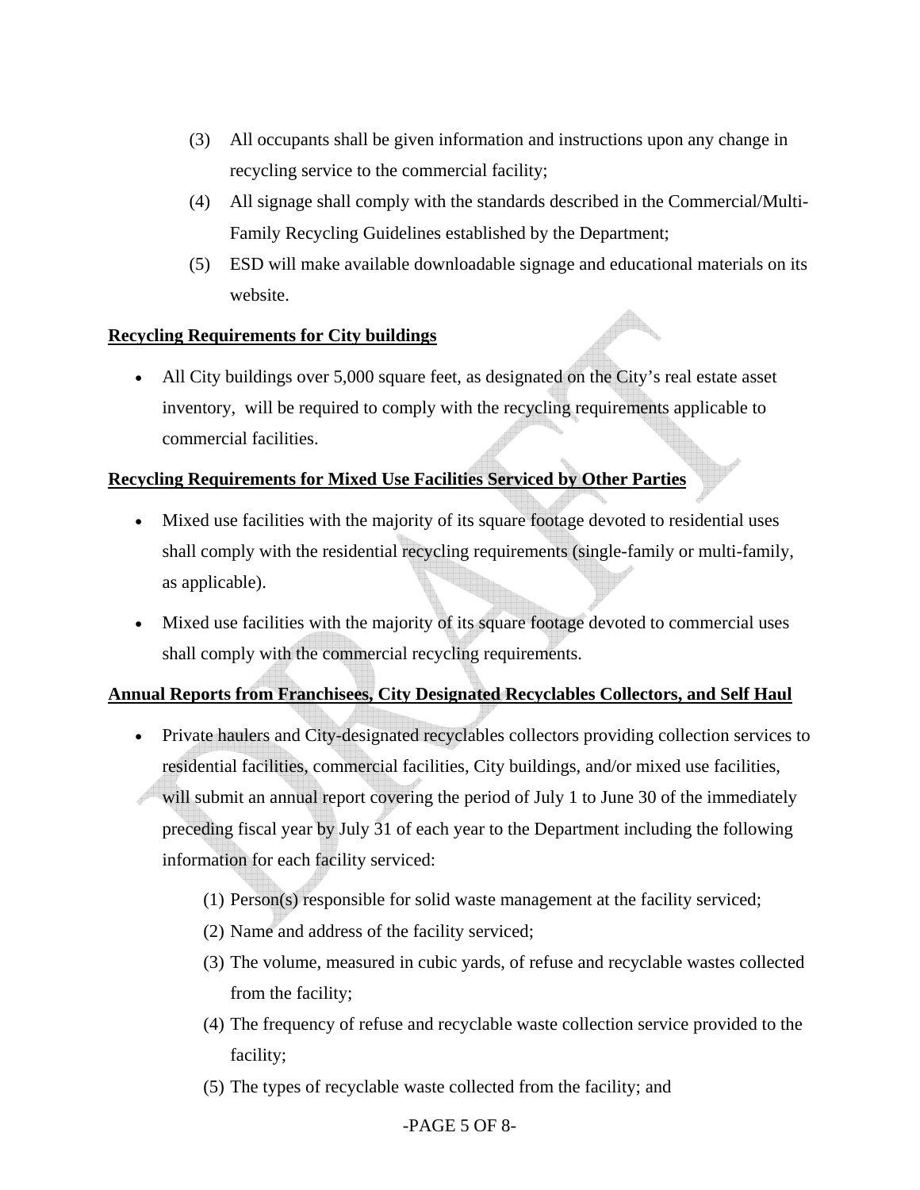(3) All occupants shall be given information and instructions upon any change in recycling service to the commercial facility;

(4) All signage shall comply with the standards described in the Commercial/Multi-Family Recycling Guidelines established by the Department;

(5) ESD will make available downloadable signage and educational materials on its website.

**Recycling Requirements for City buildings**

- All City buildings over 5,000 square feet, as designated on the City's real estate asset inventory, will be required to comply with the recycling requirements applicable to commercial facilities.

**Recycling Requirements for Mixed Use Facilities Serviced by Other Parties**

- Mixed use facilities with the majority of its square footage devoted to residential uses shall comply with the residential recycling requirements (single-family or multi-family, as applicable).

- Mixed use facilities with the majority of its square footage devoted to commercial uses shall comply with the commercial recycling requirements.

**Annual Reports from Franchisees, City Designated Recyclables Collectors, and Self Haul**

- Private haulers and City-designated recyclables collectors providing collection services to residential facilities, commercial facilities, City buildings, and/or mixed use facilities, will submit an annual report covering the period of July 1 to June 30 of the immediately preceding fiscal year by July 31 of each year to the Department including the following information for each facility serviced:

  (1) Person(s) responsible for solid waste management at the facility serviced;

  (2) Name and address of the facility serviced;

  (3) The volume, measured in cubic yards, of refuse and recyclable wastes collected from the facility;

  (4) The frequency of refuse and recyclable waste collection service provided to the facility;

  (5) The types of recyclable waste collected from the facility; and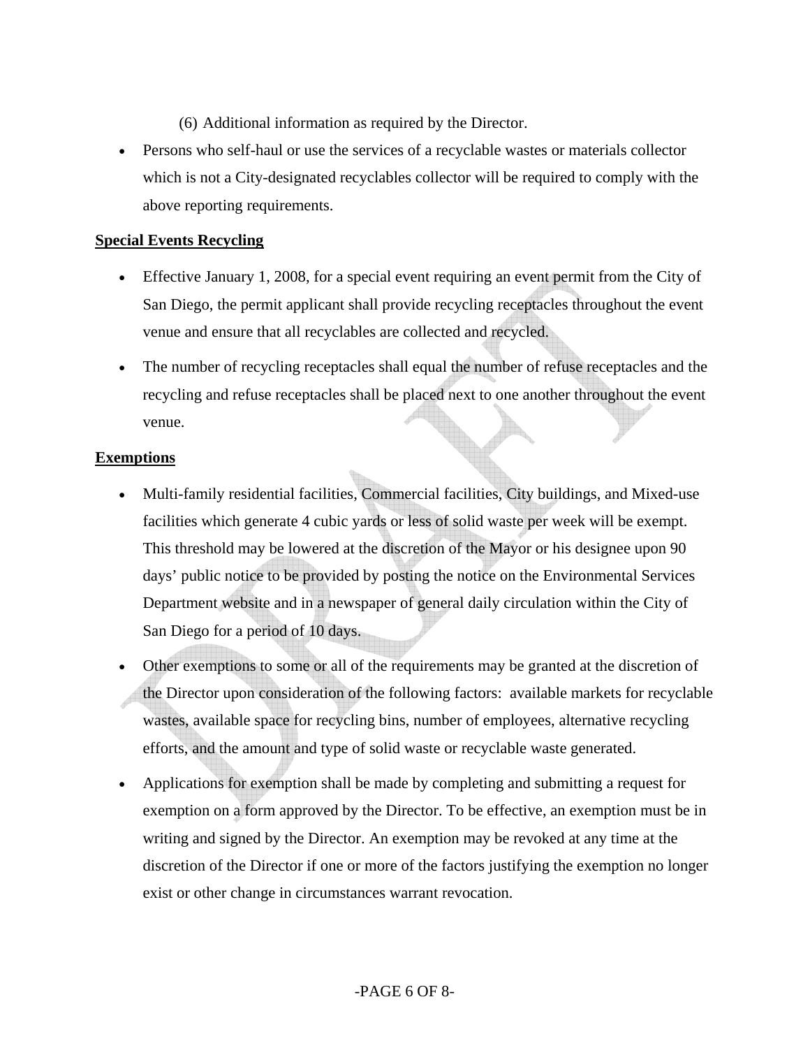(6) Additional information as required by the Director.

- Persons who self-haul or use the services of a recyclable wastes or materials collector which is not a City-designated recyclables collector will be required to comply with the above reporting requirements.

**Special Events Recycling**

- Effective January 1, 2008, for a special event requiring an event permit from the City of San Diego, the permit applicant shall provide recycling receptacles throughout the event venue and ensure that all recyclables are collected and recycled.
- The number of recycling receptacles shall equal the number of refuse receptacles and the recycling and refuse receptacles shall be placed next to one another throughout the event venue.

**Exemptions**

- Multi-family residential facilities, Commercial facilities, City buildings, and Mixed-use facilities which generate 4 cubic yards or less of solid waste per week will be exempt. This threshold may be lowered at the discretion of the Mayor or his designee upon 90 days' public notice to be provided by posting the notice on the Environmental Services Department website and in a newspaper of general daily circulation within the City of San Diego for a period of 10 days.
- Other exemptions to some or all of the requirements may be granted at the discretion of the Director upon consideration of the following factors: available markets for recyclable wastes, available space for recycling bins, number of employees, alternative recycling efforts, and the amount and type of solid waste or recyclable waste generated.
- Applications for exemption shall be made by completing and submitting a request for exemption on a form approved by the Director. To be effective, an exemption must be in writing and signed by the Director. An exemption may be revoked at any time at the discretion of the Director if one or more of the factors justifying the exemption no longer exist or other change in circumstances warrant revocation.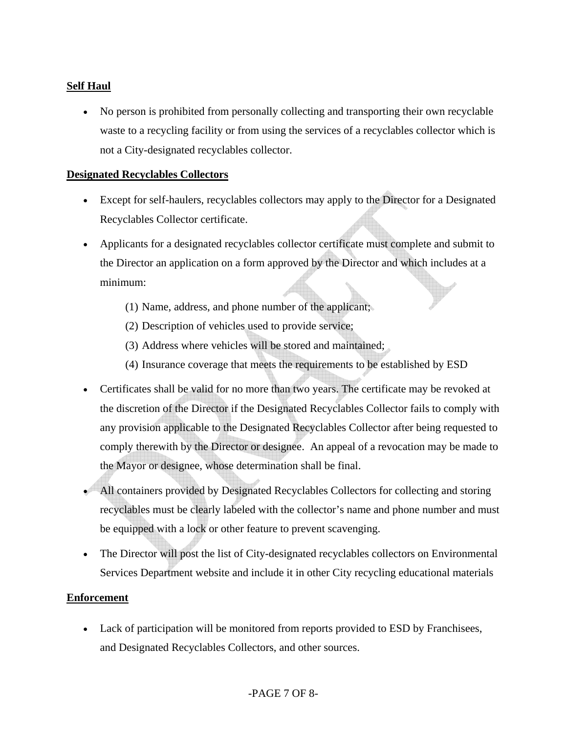**Self Haul**

- No person is prohibited from personally collecting and transporting their own recyclable waste to a recycling facility or from using the services of a recyclables collector which is not a City-designated recyclables collector.

**Designated Recyclables Collectors**

- Except for self-haulers, recyclables collectors may apply to the Director for a Designated Recyclables Collector certificate.
- Applicants for a designated recyclables collector certificate must complete and submit to the Director an application on a form approved by the Director and which includes at a minimum:
    - (1) Name, address, and phone number of the applicant;
    - (2) Description of vehicles used to provide service;
    - (3) Address where vehicles will be stored and maintained;
    - (4) Insurance coverage that meets the requirements to be established by ESD
- Certificates shall be valid for no more than two years. The certificate may be revoked at the discretion of the Director if the Designated Recyclables Collector fails to comply with any provision applicable to the Designated Recyclables Collector after being requested to comply therewith by the Director or designee. An appeal of a revocation may be made to the Mayor or designee, whose determination shall be final.
- All containers provided by Designated Recyclables Collectors for collecting and storing recyclables must be clearly labeled with the collector's name and phone number and must be equipped with a lock or other feature to prevent scavenging.
- The Director will post the list of City-designated recyclables collectors on Environmental Services Department website and include it in other City recycling educational materials

**Enforcement**

- Lack of participation will be monitored from reports provided to ESD by Franchisees, and Designated Recyclables Collectors, and other sources.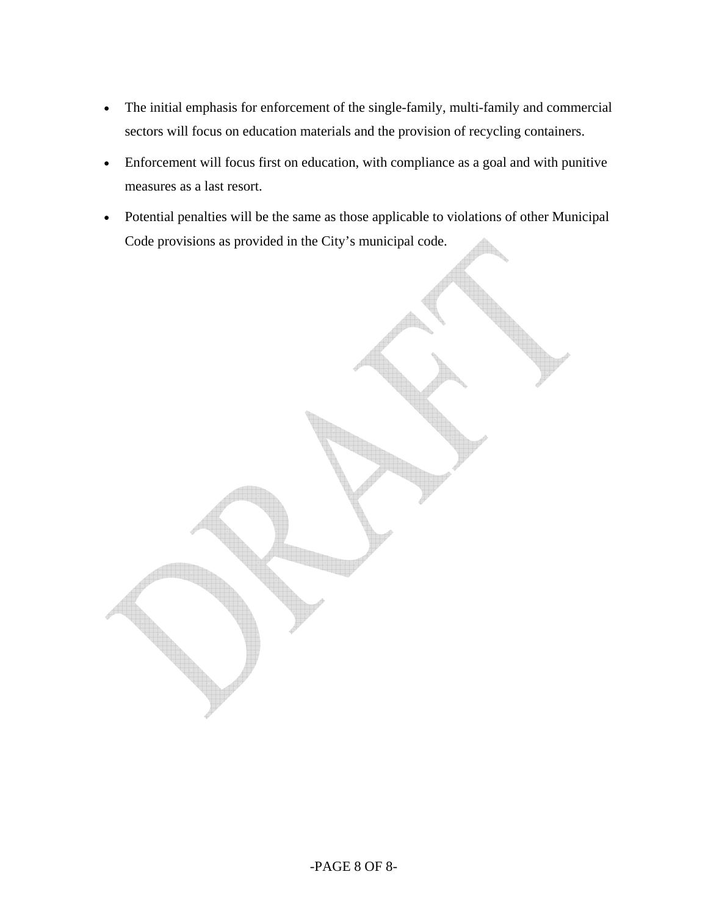- The initial emphasis for enforcement of the single-family, multi-family and commercial sectors will focus on education materials and the provision of recycling containers.
- Enforcement will focus first on education, with compliance as a goal and with punitive measures as a last resort.
- Potential penalties will be the same as those applicable to violations of other Municipal Code provisions as provided in the City's municipal code.